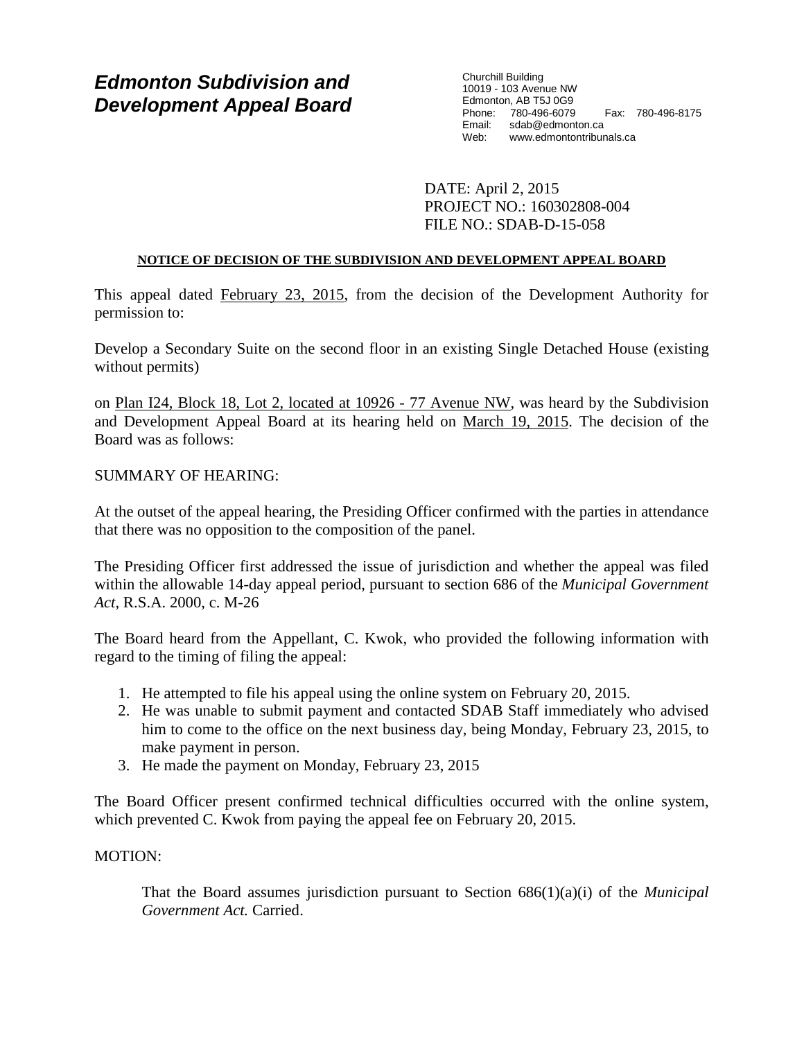# Edmonton Subdivision and Development Appeal Board

Churchill Building
10019 - 103 Avenue NW
Edmonton, AB T5J 0G9
Phone: 780-496-6079 Fax: 780-496-8175
Email: sdab@edmonton.ca
Web: www.edmontontribunals.ca

DATE: April 2, 2015
PROJECT NO.: 160302808-004
FILE NO.: SDAB-D-15-058

**NOTICE OF DECISION OF THE SUBDIVISION AND DEVELOPMENT APPEAL BOARD**

This appeal dated February 23, 2015, from the decision of the Development Authority for permission to:

Develop a Secondary Suite on the second floor in an existing Single Detached House (existing without permits)

on Plan I24, Block 18, Lot 2, located at 10926 - 77 Avenue NW, was heard by the Subdivision and Development Appeal Board at its hearing held on March 19, 2015. The decision of the Board was as follows:

SUMMARY OF HEARING:

At the outset of the appeal hearing, the Presiding Officer confirmed with the parties in attendance that there was no opposition to the composition of the panel.

The Presiding Officer first addressed the issue of jurisdiction and whether the appeal was filed within the allowable 14-day appeal period, pursuant to section 686 of the *Municipal Government Act*, R.S.A. 2000, c. M-26

The Board heard from the Appellant, C. Kwok, who provided the following information with regard to the timing of filing the appeal:

1. He attempted to file his appeal using the online system on February 20, 2015.
2. He was unable to submit payment and contacted SDAB Staff immediately who advised him to come to the office on the next business day, being Monday, February 23, 2015, to make payment in person.
3. He made the payment on Monday, February 23, 2015

The Board Officer present confirmed technical difficulties occurred with the online system, which prevented C. Kwok from paying the appeal fee on February 20, 2015.

MOTION:

> That the Board assumes jurisdiction pursuant to Section 686(1)(a)(i) of the *Municipal Government Act.* Carried.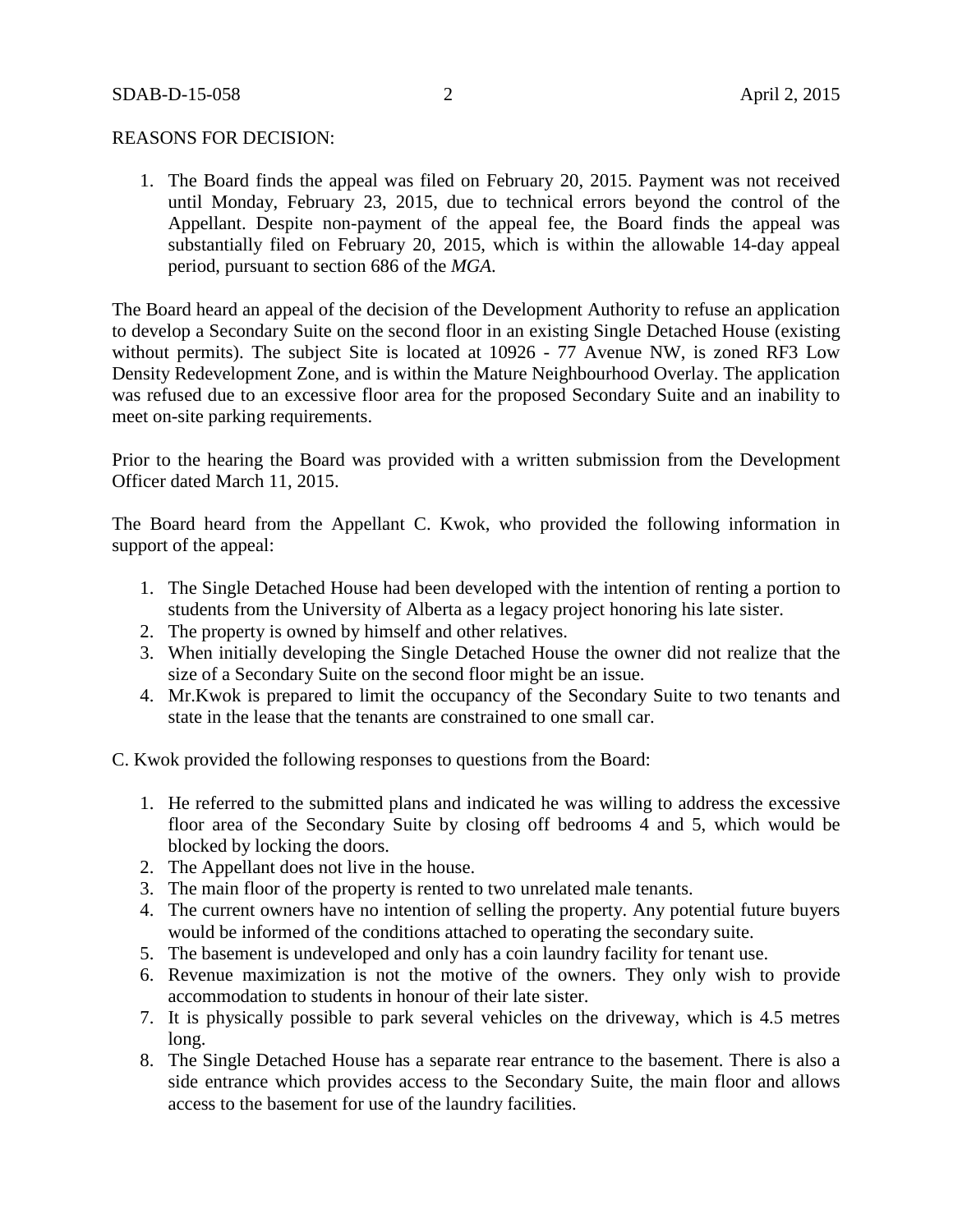REASONS FOR DECISION:

1. The Board finds the appeal was filed on February 20, 2015. Payment was not received until Monday, February 23, 2015, due to technical errors beyond the control of the Appellant. Despite non-payment of the appeal fee, the Board finds the appeal was substantially filed on February 20, 2015, which is within the allowable 14-day appeal period, pursuant to section 686 of the *MGA*.

The Board heard an appeal of the decision of the Development Authority to refuse an application to develop a Secondary Suite on the second floor in an existing Single Detached House (existing without permits). The subject Site is located at 10926 - 77 Avenue NW, is zoned RF3 Low Density Redevelopment Zone, and is within the Mature Neighbourhood Overlay. The application was refused due to an excessive floor area for the proposed Secondary Suite and an inability to meet on-site parking requirements.

Prior to the hearing the Board was provided with a written submission from the Development Officer dated March 11, 2015.

The Board heard from the Appellant C. Kwok, who provided the following information in support of the appeal:

1. The Single Detached House had been developed with the intention of renting a portion to students from the University of Alberta as a legacy project honoring his late sister.
2. The property is owned by himself and other relatives.
3. When initially developing the Single Detached House the owner did not realize that the size of a Secondary Suite on the second floor might be an issue.
4. Mr.Kwok is prepared to limit the occupancy of the Secondary Suite to two tenants and state in the lease that the tenants are constrained to one small car.

C. Kwok provided the following responses to questions from the Board:

1. He referred to the submitted plans and indicated he was willing to address the excessive floor area of the Secondary Suite by closing off bedrooms 4 and 5, which would be blocked by locking the doors.
2. The Appellant does not live in the house.
3. The main floor of the property is rented to two unrelated male tenants.
4. The current owners have no intention of selling the property. Any potential future buyers would be informed of the conditions attached to operating the secondary suite.
5. The basement is undeveloped and only has a coin laundry facility for tenant use.
6. Revenue maximization is not the motive of the owners. They only wish to provide accommodation to students in honour of their late sister.
7. It is physically possible to park several vehicles on the driveway, which is 4.5 metres long.
8. The Single Detached House has a separate rear entrance to the basement. There is also a side entrance which provides access to the Secondary Suite, the main floor and allows access to the basement for use of the laundry facilities.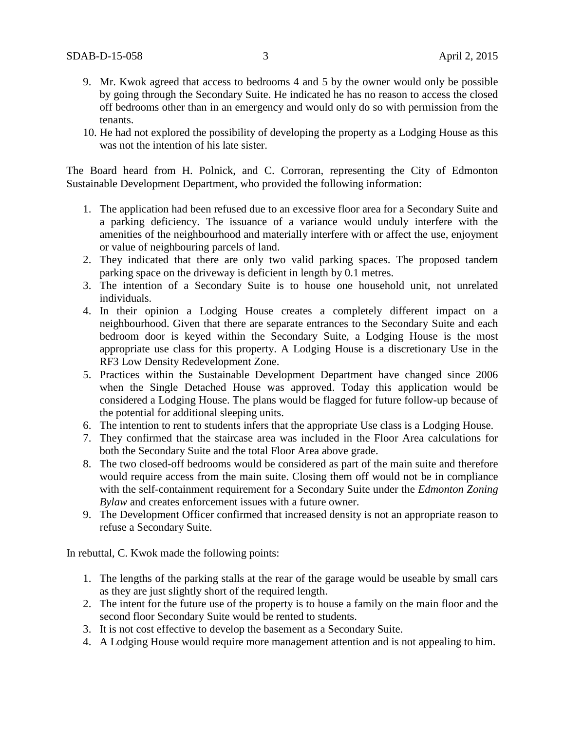9. Mr. Kwok agreed that access to bedrooms 4 and 5 by the owner would only be possible by going through the Secondary Suite. He indicated he has no reason to access the closed off bedrooms other than in an emergency and would only do so with permission from the tenants.
10. He had not explored the possibility of developing the property as a Lodging House as this was not the intention of his late sister.

The Board heard from H. Polnick, and C. Corroran, representing the City of Edmonton Sustainable Development Department, who provided the following information:

1. The application had been refused due to an excessive floor area for a Secondary Suite and a parking deficiency. The issuance of a variance would unduly interfere with the amenities of the neighbourhood and materially interfere with or affect the use, enjoyment or value of neighbouring parcels of land.
2. They indicated that there are only two valid parking spaces. The proposed tandem parking space on the driveway is deficient in length by 0.1 metres.
3. The intention of a Secondary Suite is to house one household unit, not unrelated individuals.
4. In their opinion a Lodging House creates a completely different impact on a neighbourhood. Given that there are separate entrances to the Secondary Suite and each bedroom door is keyed within the Secondary Suite, a Lodging House is the most appropriate use class for this property. A Lodging House is a discretionary Use in the RF3 Low Density Redevelopment Zone.
5. Practices within the Sustainable Development Department have changed since 2006 when the Single Detached House was approved. Today this application would be considered a Lodging House. The plans would be flagged for future follow-up because of the potential for additional sleeping units.
6. The intention to rent to students infers that the appropriate Use class is a Lodging House.
7. They confirmed that the staircase area was included in the Floor Area calculations for both the Secondary Suite and the total Floor Area above grade.
8. The two closed-off bedrooms would be considered as part of the main suite and therefore would require access from the main suite. Closing them off would not be in compliance with the self-containment requirement for a Secondary Suite under the *Edmonton Zoning Bylaw* and creates enforcement issues with a future owner.
9. The Development Officer confirmed that increased density is not an appropriate reason to refuse a Secondary Suite.

In rebuttal, C. Kwok made the following points:

1. The lengths of the parking stalls at the rear of the garage would be useable by small cars as they are just slightly short of the required length.
2. The intent for the future use of the property is to house a family on the main floor and the second floor Secondary Suite would be rented to students.
3. It is not cost effective to develop the basement as a Secondary Suite.
4. A Lodging House would require more management attention and is not appealing to him.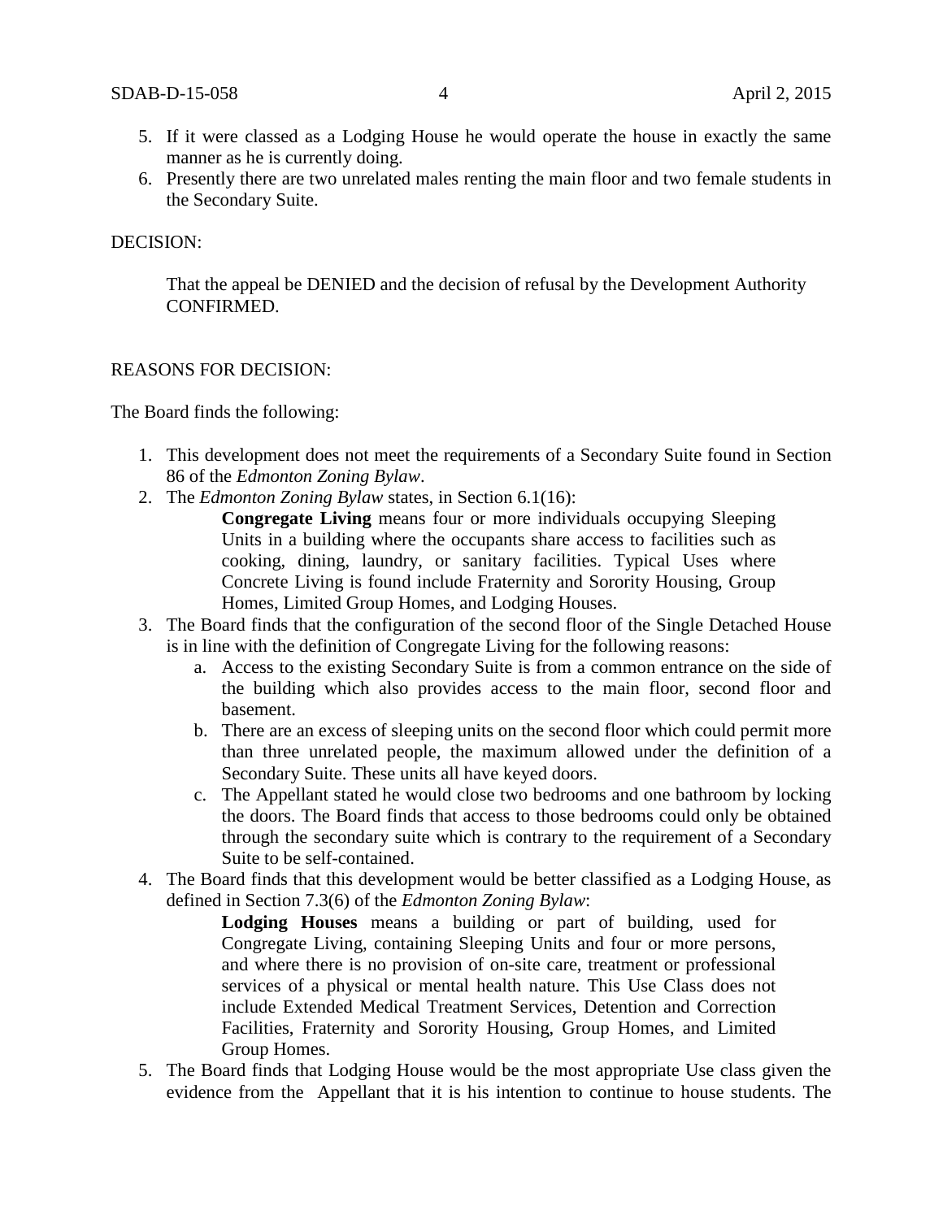5. If it were classed as a Lodging House he would operate the house in exactly the same manner as he is currently doing.
6. Presently there are two unrelated males renting the main floor and two female students in the Secondary Suite.

DECISION:

That the appeal be DENIED and the decision of refusal by the Development Authority CONFIRMED.

REASONS FOR DECISION:

The Board finds the following:

1. This development does not meet the requirements of a Secondary Suite found in Section 86 of the *Edmonton Zoning Bylaw*.
2. The *Edmonton Zoning Bylaw* states, in Section 6.1(16):

   > **Congregate Living** means four or more individuals occupying Sleeping Units in a building where the occupants share access to facilities such as cooking, dining, laundry, or sanitary facilities. Typical Uses where Concrete Living is found include Fraternity and Sorority Housing, Group Homes, Limited Group Homes, and Lodging Houses.

3. The Board finds that the configuration of the second floor of the Single Detached House is in line with the definition of Congregate Living for the following reasons:
   a. Access to the existing Secondary Suite is from a common entrance on the side of the building which also provides access to the main floor, second floor and basement.
   b. There are an excess of sleeping units on the second floor which could permit more than three unrelated people, the maximum allowed under the definition of a Secondary Suite. These units all have keyed doors.
   c. The Appellant stated he would close two bedrooms and one bathroom by locking the doors. The Board finds that access to those bedrooms could only be obtained through the secondary suite which is contrary to the requirement of a Secondary Suite to be self-contained.
4. The Board finds that this development would be better classified as a Lodging House, as defined in Section 7.3(6) of the *Edmonton Zoning Bylaw*:

   > **Lodging Houses** means a building or part of building, used for Congregate Living, containing Sleeping Units and four or more persons, and where there is no provision of on-site care, treatment or professional services of a physical or mental health nature. This Use Class does not include Extended Medical Treatment Services, Detention and Correction Facilities, Fraternity and Sorority Housing, Group Homes, and Limited Group Homes.

5. The Board finds that Lodging House would be the most appropriate Use class given the evidence from the Appellant that it is his intention to continue to house students. The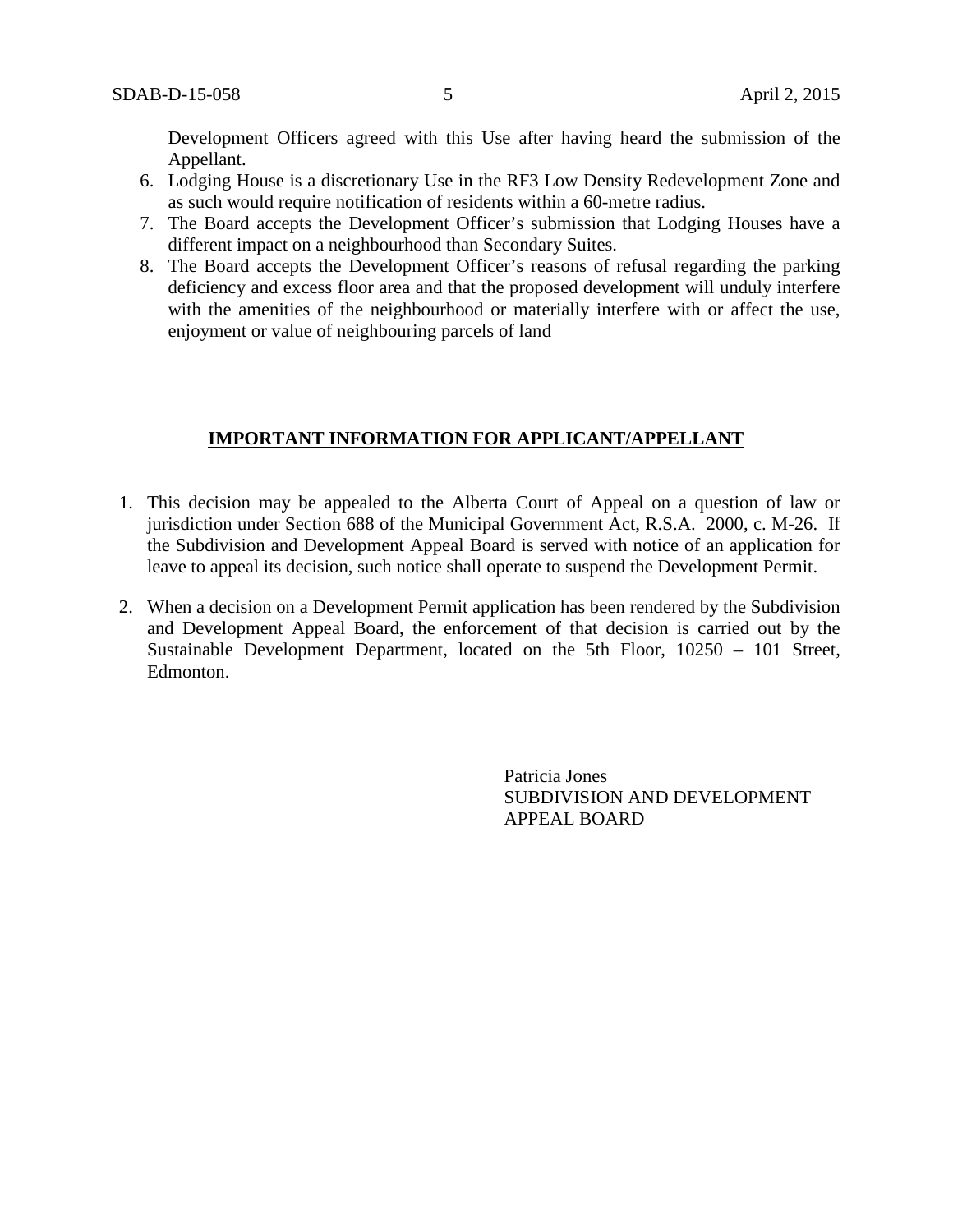Development Officers agreed with this Use after having heard the submission of the Appellant.

6. Lodging House is a discretionary Use in the RF3 Low Density Redevelopment Zone and as such would require notification of residents within a 60-metre radius.
7. The Board accepts the Development Officer's submission that Lodging Houses have a different impact on a neighbourhood than Secondary Suites.
8. The Board accepts the Development Officer's reasons of refusal regarding the parking deficiency and excess floor area and that the proposed development will unduly interfere with the amenities of the neighbourhood or materially interfere with or affect the use, enjoyment or value of neighbouring parcels of land

## **IMPORTANT INFORMATION FOR APPLICANT/APPELLANT**

1. This decision may be appealed to the Alberta Court of Appeal on a question of law or jurisdiction under Section 688 of the Municipal Government Act, R.S.A. 2000, c. M-26. If the Subdivision and Development Appeal Board is served with notice of an application for leave to appeal its decision, such notice shall operate to suspend the Development Permit.

2. When a decision on a Development Permit application has been rendered by the Subdivision and Development Appeal Board, the enforcement of that decision is carried out by the Sustainable Development Department, located on the 5th Floor, 10250 – 101 Street, Edmonton.

Patricia Jones
SUBDIVISION AND DEVELOPMENT APPEAL BOARD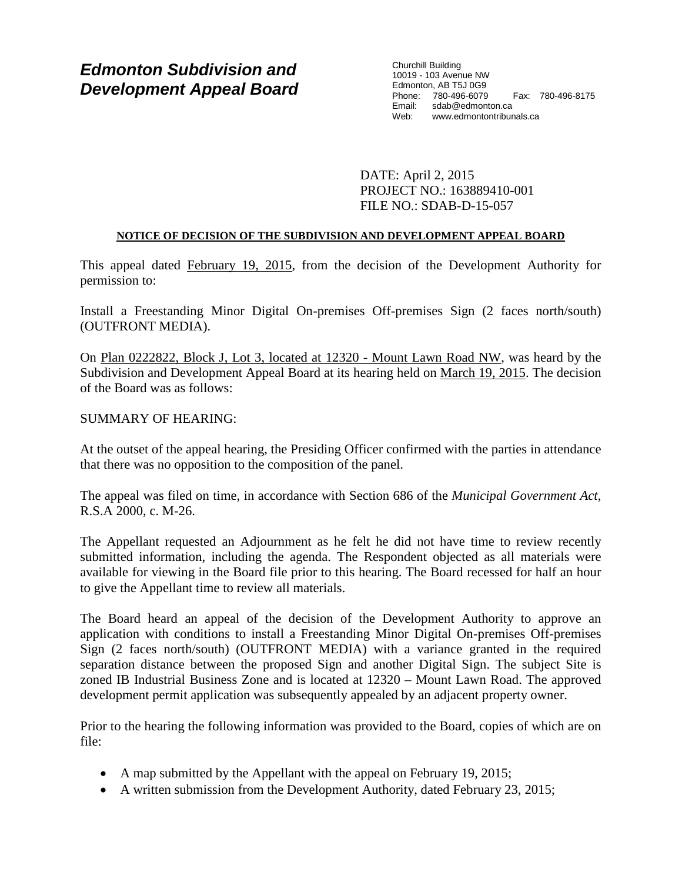**Edmonton Subdivision and Development Appeal Board**

Churchill Building
10019 - 103 Avenue NW
Edmonton, AB T5J 0G9
Phone: 780-496-6079 Fax: 780-496-8175
Email: sdab@edmonton.ca
Web: www.edmontontribunals.ca

DATE: April 2, 2015
PROJECT NO.: 163889410-001
FILE NO.: SDAB-D-15-057

**NOTICE OF DECISION OF THE SUBDIVISION AND DEVELOPMENT APPEAL BOARD**

This appeal dated February 19, 2015, from the decision of the Development Authority for permission to:

Install a Freestanding Minor Digital On-premises Off-premises Sign (2 faces north/south) (OUTFRONT MEDIA).

On Plan 0222822, Block J, Lot 3, located at 12320 - Mount Lawn Road NW, was heard by the Subdivision and Development Appeal Board at its hearing held on March 19, 2015. The decision of the Board was as follows:

SUMMARY OF HEARING:

At the outset of the appeal hearing, the Presiding Officer confirmed with the parties in attendance that there was no opposition to the composition of the panel.

The appeal was filed on time, in accordance with Section 686 of the *Municipal Government Act*, R.S.A 2000, c. M-26.

The Appellant requested an Adjournment as he felt he did not have time to review recently submitted information, including the agenda. The Respondent objected as all materials were available for viewing in the Board file prior to this hearing. The Board recessed for half an hour to give the Appellant time to review all materials.

The Board heard an appeal of the decision of the Development Authority to approve an application with conditions to install a Freestanding Minor Digital On-premises Off-premises Sign (2 faces north/south) (OUTFRONT MEDIA) with a variance granted in the required separation distance between the proposed Sign and another Digital Sign. The subject Site is zoned IB Industrial Business Zone and is located at 12320 – Mount Lawn Road. The approved development permit application was subsequently appealed by an adjacent property owner.

Prior to the hearing the following information was provided to the Board, copies of which are on file:

- A map submitted by the Appellant with the appeal on February 19, 2015;
- A written submission from the Development Authority, dated February 23, 2015;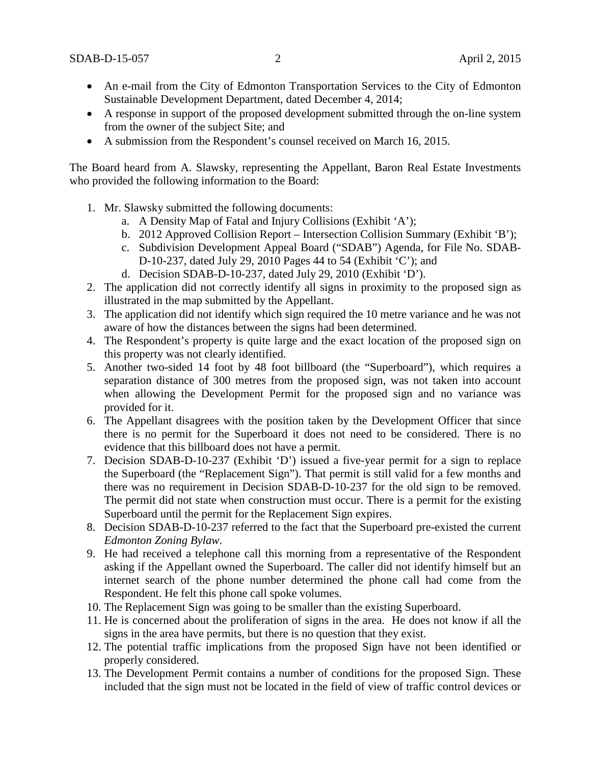- An e-mail from the City of Edmonton Transportation Services to the City of Edmonton Sustainable Development Department, dated December 4, 2014;
- A response in support of the proposed development submitted through the on-line system from the owner of the subject Site; and
- A submission from the Respondent's counsel received on March 16, 2015.

The Board heard from A. Slawsky, representing the Appellant, Baron Real Estate Investments who provided the following information to the Board:

1. Mr. Slawsky submitted the following documents:
   a. A Density Map of Fatal and Injury Collisions (Exhibit 'A');
   b. 2012 Approved Collision Report – Intersection Collision Summary (Exhibit 'B');
   c. Subdivision Development Appeal Board ("SDAB") Agenda, for File No. SDAB-D-10-237, dated July 29, 2010 Pages 44 to 54 (Exhibit 'C'); and
   d. Decision SDAB-D-10-237, dated July 29, 2010 (Exhibit 'D').
2. The application did not correctly identify all signs in proximity to the proposed sign as illustrated in the map submitted by the Appellant.
3. The application did not identify which sign required the 10 metre variance and he was not aware of how the distances between the signs had been determined.
4. The Respondent's property is quite large and the exact location of the proposed sign on this property was not clearly identified.
5. Another two-sided 14 foot by 48 foot billboard (the "Superboard"), which requires a separation distance of 300 metres from the proposed sign, was not taken into account when allowing the Development Permit for the proposed sign and no variance was provided for it.
6. The Appellant disagrees with the position taken by the Development Officer that since there is no permit for the Superboard it does not need to be considered. There is no evidence that this billboard does not have a permit.
7. Decision SDAB-D-10-237 (Exhibit 'D') issued a five-year permit for a sign to replace the Superboard (the "Replacement Sign"). That permit is still valid for a few months and there was no requirement in Decision SDAB-D-10-237 for the old sign to be removed. The permit did not state when construction must occur. There is a permit for the existing Superboard until the permit for the Replacement Sign expires.
8. Decision SDAB-D-10-237 referred to the fact that the Superboard pre-existed the current *Edmonton Zoning Bylaw*.
9. He had received a telephone call this morning from a representative of the Respondent asking if the Appellant owned the Superboard. The caller did not identify himself but an internet search of the phone number determined the phone call had come from the Respondent. He felt this phone call spoke volumes.
10. The Replacement Sign was going to be smaller than the existing Superboard.
11. He is concerned about the proliferation of signs in the area. He does not know if all the signs in the area have permits, but there is no question that they exist.
12. The potential traffic implications from the proposed Sign have not been identified or properly considered.
13. The Development Permit contains a number of conditions for the proposed Sign. These included that the sign must not be located in the field of view of traffic control devices or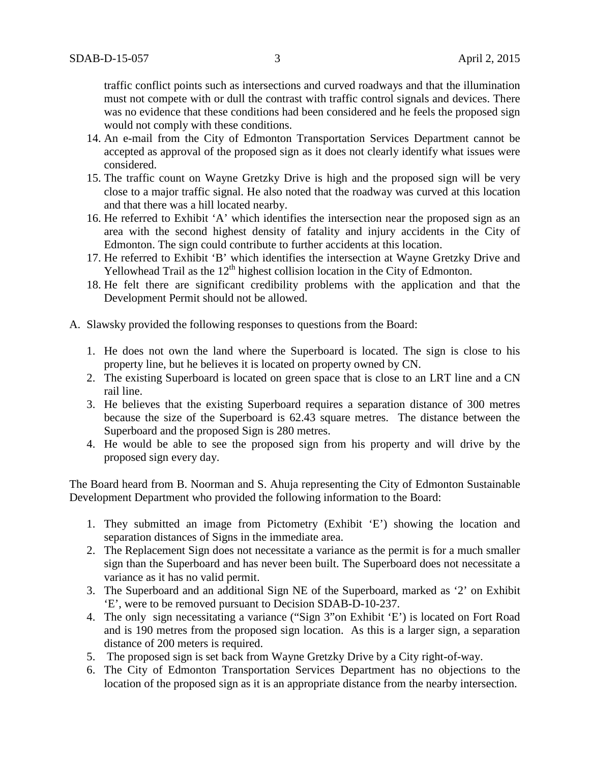traffic conflict points such as intersections and curved roadways and that the illumination must not compete with or dull the contrast with traffic control signals and devices. There was no evidence that these conditions had been considered and he feels the proposed sign would not comply with these conditions.

14. An e-mail from the City of Edmonton Transportation Services Department cannot be accepted as approval of the proposed sign as it does not clearly identify what issues were considered.
15. The traffic count on Wayne Gretzky Drive is high and the proposed sign will be very close to a major traffic signal. He also noted that the roadway was curved at this location and that there was a hill located nearby.
16. He referred to Exhibit 'A' which identifies the intersection near the proposed sign as an area with the second highest density of fatality and injury accidents in the City of Edmonton. The sign could contribute to further accidents at this location.
17. He referred to Exhibit 'B' which identifies the intersection at Wayne Gretzky Drive and Yellowhead Trail as the 12th highest collision location in the City of Edmonton.
18. He felt there are significant credibility problems with the application and that the Development Permit should not be allowed.

A. Slawsky provided the following responses to questions from the Board:

1. He does not own the land where the Superboard is located. The sign is close to his property line, but he believes it is located on property owned by CN.
2. The existing Superboard is located on green space that is close to an LRT line and a CN rail line.
3. He believes that the existing Superboard requires a separation distance of 300 metres because the size of the Superboard is 62.43 square metres. The distance between the Superboard and the proposed Sign is 280 metres.
4. He would be able to see the proposed sign from his property and will drive by the proposed sign every day.

The Board heard from B. Noorman and S. Ahuja representing the City of Edmonton Sustainable Development Department who provided the following information to the Board:

1. They submitted an image from Pictometry (Exhibit 'E') showing the location and separation distances of Signs in the immediate area.
2. The Replacement Sign does not necessitate a variance as the permit is for a much smaller sign than the Superboard and has never been built. The Superboard does not necessitate a variance as it has no valid permit.
3. The Superboard and an additional Sign NE of the Superboard, marked as '2' on Exhibit 'E', were to be removed pursuant to Decision SDAB-D-10-237.
4. The only sign necessitating a variance ("Sign 3" on Exhibit 'E') is located on Fort Road and is 190 metres from the proposed sign location. As this is a larger sign, a separation distance of 200 meters is required.
5. The proposed sign is set back from Wayne Gretzky Drive by a City right-of-way.
6. The City of Edmonton Transportation Services Department has no objections to the location of the proposed sign as it is an appropriate distance from the nearby intersection.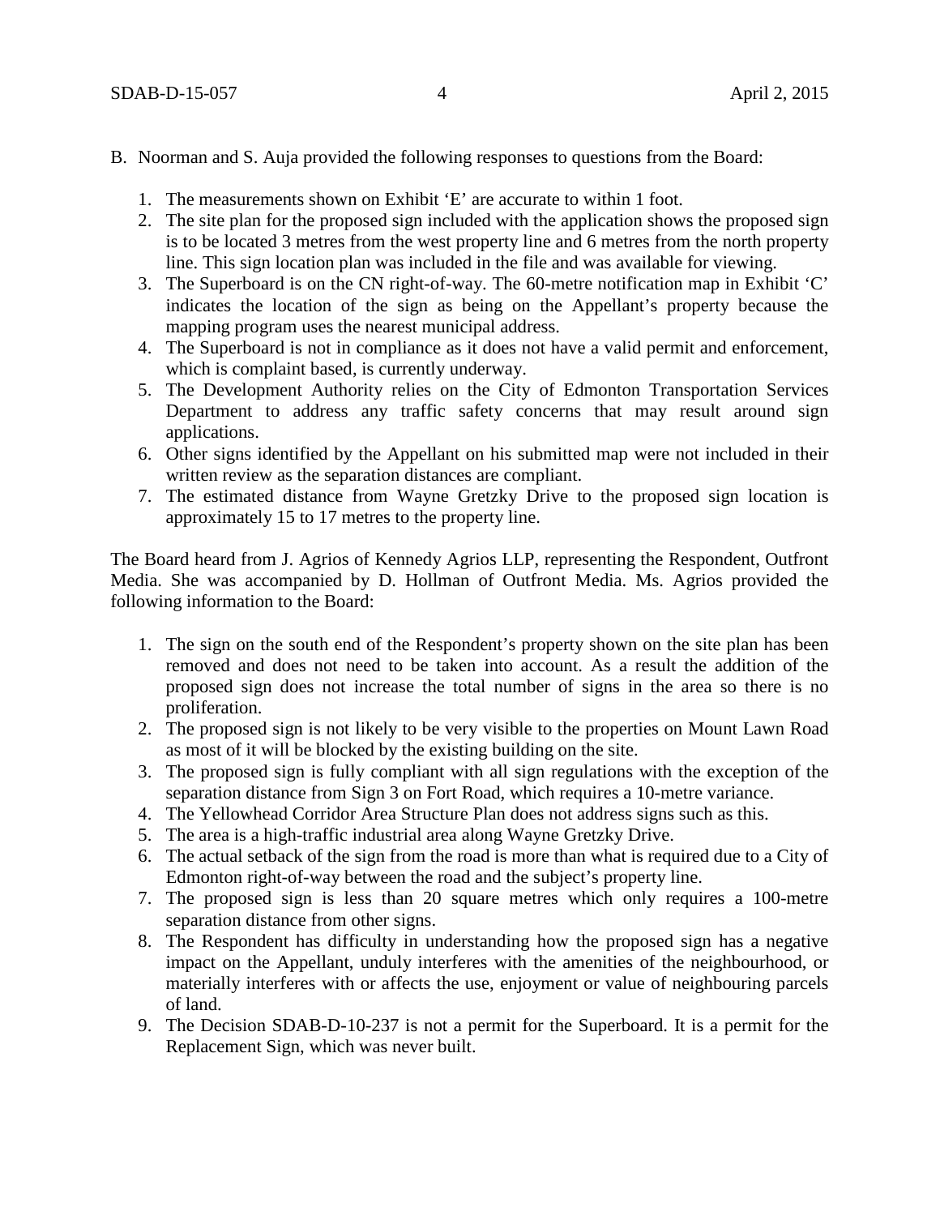B. Noorman and S. Auja provided the following responses to questions from the Board:

1. The measurements shown on Exhibit 'E' are accurate to within 1 foot.
2. The site plan for the proposed sign included with the application shows the proposed sign is to be located 3 metres from the west property line and 6 metres from the north property line. This sign location plan was included in the file and was available for viewing.
3. The Superboard is on the CN right-of-way. The 60-metre notification map in Exhibit 'C' indicates the location of the sign as being on the Appellant's property because the mapping program uses the nearest municipal address.
4. The Superboard is not in compliance as it does not have a valid permit and enforcement, which is complaint based, is currently underway.
5. The Development Authority relies on the City of Edmonton Transportation Services Department to address any traffic safety concerns that may result around sign applications.
6. Other signs identified by the Appellant on his submitted map were not included in their written review as the separation distances are compliant.
7. The estimated distance from Wayne Gretzky Drive to the proposed sign location is approximately 15 to 17 metres to the property line.

The Board heard from J. Agrios of Kennedy Agrios LLP, representing the Respondent, Outfront Media. She was accompanied by D. Hollman of Outfront Media. Ms. Agrios provided the following information to the Board:

1. The sign on the south end of the Respondent's property shown on the site plan has been removed and does not need to be taken into account. As a result the addition of the proposed sign does not increase the total number of signs in the area so there is no proliferation.
2. The proposed sign is not likely to be very visible to the properties on Mount Lawn Road as most of it will be blocked by the existing building on the site.
3. The proposed sign is fully compliant with all sign regulations with the exception of the separation distance from Sign 3 on Fort Road, which requires a 10-metre variance.
4. The Yellowhead Corridor Area Structure Plan does not address signs such as this.
5. The area is a high-traffic industrial area along Wayne Gretzky Drive.
6. The actual setback of the sign from the road is more than what is required due to a City of Edmonton right-of-way between the road and the subject's property line.
7. The proposed sign is less than 20 square metres which only requires a 100-metre separation distance from other signs.
8. The Respondent has difficulty in understanding how the proposed sign has a negative impact on the Appellant, unduly interferes with the amenities of the neighbourhood, or materially interferes with or affects the use, enjoyment or value of neighbouring parcels of land.
9. The Decision SDAB-D-10-237 is not a permit for the Superboard. It is a permit for the Replacement Sign, which was never built.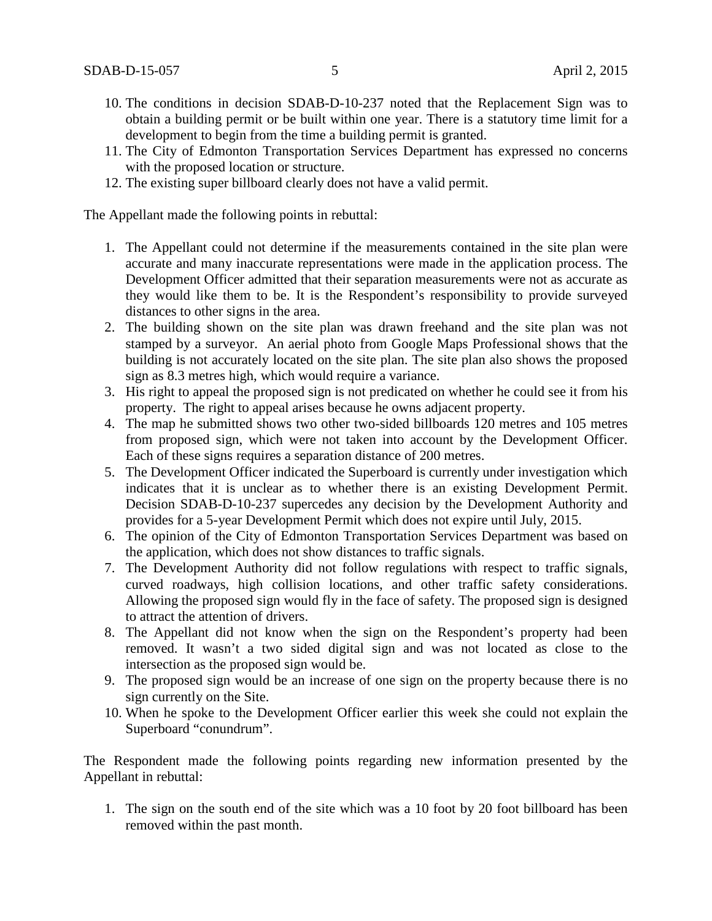10. The conditions in decision SDAB-D-10-237 noted that the Replacement Sign was to obtain a building permit or be built within one year. There is a statutory time limit for a development to begin from the time a building permit is granted.
11. The City of Edmonton Transportation Services Department has expressed no concerns with the proposed location or structure.
12. The existing super billboard clearly does not have a valid permit.

The Appellant made the following points in rebuttal:

1. The Appellant could not determine if the measurements contained in the site plan were accurate and many inaccurate representations were made in the application process. The Development Officer admitted that their separation measurements were not as accurate as they would like them to be. It is the Respondent's responsibility to provide surveyed distances to other signs in the area.
2. The building shown on the site plan was drawn freehand and the site plan was not stamped by a surveyor. An aerial photo from Google Maps Professional shows that the building is not accurately located on the site plan. The site plan also shows the proposed sign as 8.3 metres high, which would require a variance.
3. His right to appeal the proposed sign is not predicated on whether he could see it from his property. The right to appeal arises because he owns adjacent property.
4. The map he submitted shows two other two-sided billboards 120 metres and 105 metres from proposed sign, which were not taken into account by the Development Officer. Each of these signs requires a separation distance of 200 metres.
5. The Development Officer indicated the Superboard is currently under investigation which indicates that it is unclear as to whether there is an existing Development Permit. Decision SDAB-D-10-237 supercedes any decision by the Development Authority and provides for a 5-year Development Permit which does not expire until July, 2015.
6. The opinion of the City of Edmonton Transportation Services Department was based on the application, which does not show distances to traffic signals.
7. The Development Authority did not follow regulations with respect to traffic signals, curved roadways, high collision locations, and other traffic safety considerations. Allowing the proposed sign would fly in the face of safety. The proposed sign is designed to attract the attention of drivers.
8. The Appellant did not know when the sign on the Respondent's property had been removed. It wasn't a two sided digital sign and was not located as close to the intersection as the proposed sign would be.
9. The proposed sign would be an increase of one sign on the property because there is no sign currently on the Site.
10. When he spoke to the Development Officer earlier this week she could not explain the Superboard "conundrum".

The Respondent made the following points regarding new information presented by the Appellant in rebuttal:

1. The sign on the south end of the site which was a 10 foot by 20 foot billboard has been removed within the past month.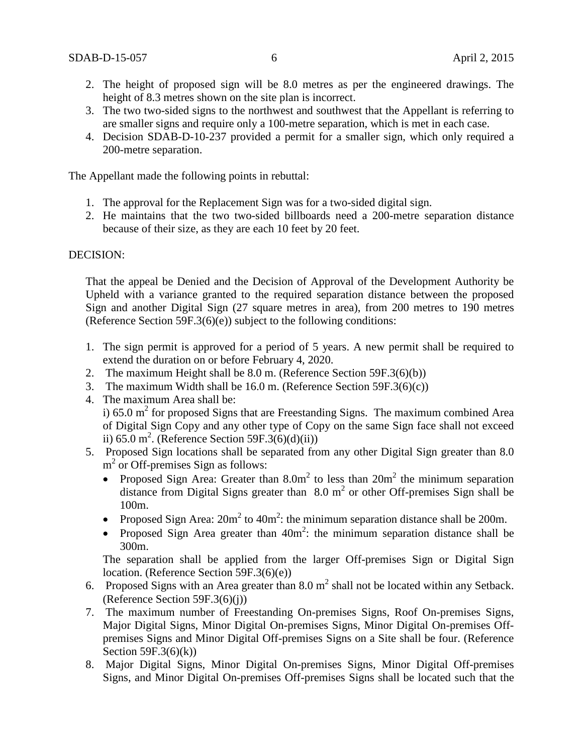2. The height of proposed sign will be 8.0 metres as per the engineered drawings. The height of 8.3 metres shown on the site plan is incorrect.
3. The two two-sided signs to the northwest and southwest that the Appellant is referring to are smaller signs and require only a 100-metre separation, which is met in each case.
4. Decision SDAB-D-10-237 provided a permit for a smaller sign, which only required a 200-metre separation.

The Appellant made the following points in rebuttal:

1. The approval for the Replacement Sign was for a two-sided digital sign.
2. He maintains that the two two-sided billboards need a 200-metre separation distance because of their size, as they are each 10 feet by 20 feet.

DECISION:

That the appeal be Denied and the Decision of Approval of the Development Authority be Upheld with a variance granted to the required separation distance between the proposed Sign and another Digital Sign (27 square metres in area), from 200 metres to 190 metres (Reference Section 59F.3(6)(e)) subject to the following conditions:

1. The sign permit is approved for a period of 5 years. A new permit shall be required to extend the duration on or before February 4, 2020.
2. The maximum Height shall be 8.0 m. (Reference Section 59F.3(6)(b))
3. The maximum Width shall be 16.0 m. (Reference Section 59F.3(6)(c))
4. The maximum Area shall be:
   i) 65.0 $m^2$ for proposed Signs that are Freestanding Signs. The maximum combined Area of Digital Sign Copy and any other type of Copy on the same Sign face shall not exceed ii) 65.0 $m^2$. (Reference Section 59F.3(6)(d)(ii))
5. Proposed Sign locations shall be separated from any other Digital Sign greater than 8.0 $m^2$ or Off-premises Sign as follows:
   - Proposed Sign Area: Greater than 8.0$m^2$ to less than 20$m^2$ the minimum separation distance from Digital Signs greater than 8.0 $m^2$ or other Off-premises Sign shall be 100m.
   - Proposed Sign Area: 20$m^2$ to 40$m^2$: the minimum separation distance shall be 200m.
   - Proposed Sign Area greater than 40$m^2$: the minimum separation distance shall be 300m.

   The separation shall be applied from the larger Off-premises Sign or Digital Sign location. (Reference Section 59F.3(6)(e))
6. Proposed Signs with an Area greater than 8.0 $m^2$ shall not be located within any Setback. (Reference Section 59F.3(6)(j))
7. The maximum number of Freestanding On-premises Signs, Roof On-premises Signs, Major Digital Signs, Minor Digital On-premises Signs, Minor Digital On-premises Off-premises Signs and Minor Digital Off-premises Signs on a Site shall be four. (Reference Section 59F.3(6)(k))
8. Major Digital Signs, Minor Digital On-premises Signs, Minor Digital Off-premises Signs, and Minor Digital On-premises Off-premises Signs shall be located such that the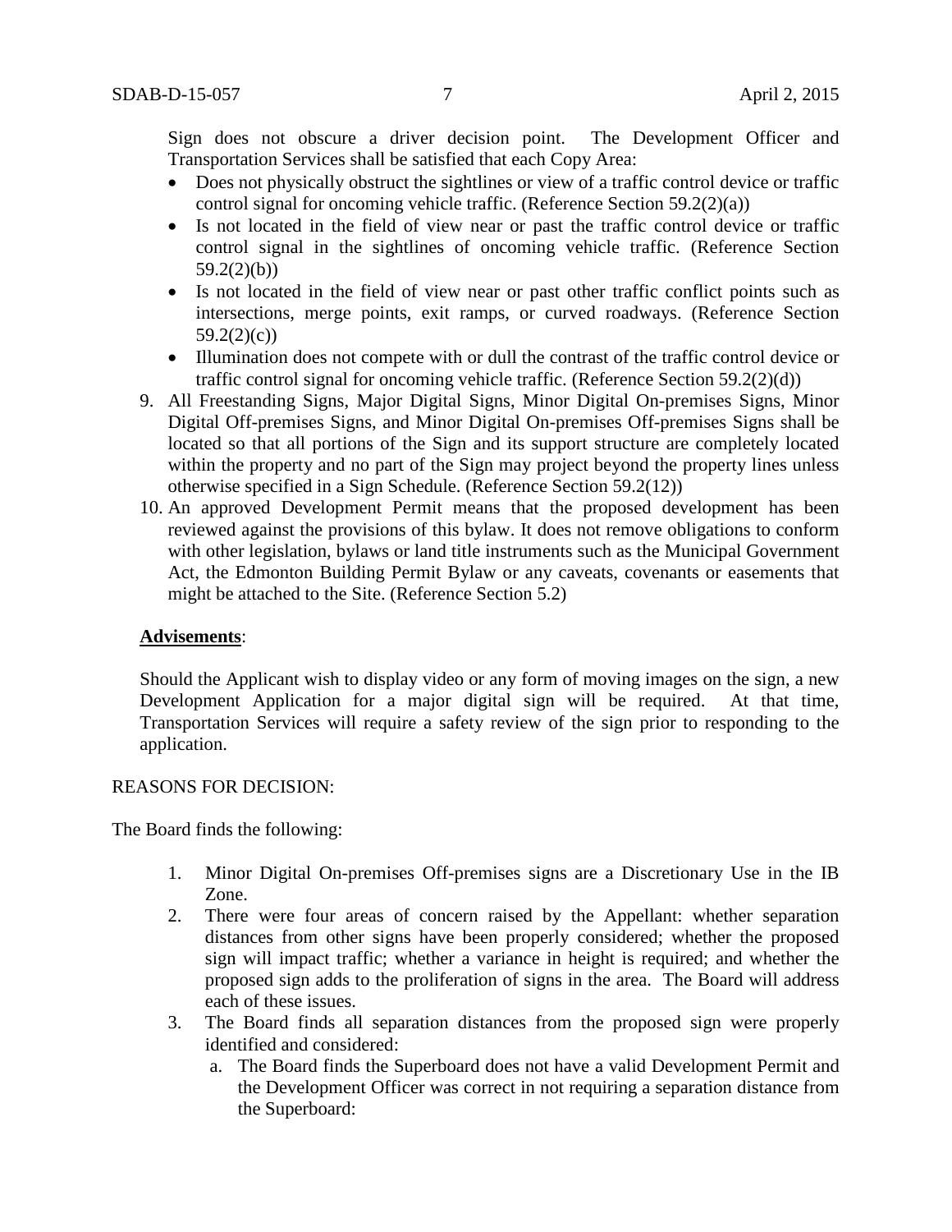Sign does not obscure a driver decision point. The Development Officer and Transportation Services shall be satisfied that each Copy Area:

- Does not physically obstruct the sightlines or view of a traffic control device or traffic control signal for oncoming vehicle traffic. (Reference Section 59.2(2)(a))
- Is not located in the field of view near or past the traffic control device or traffic control signal in the sightlines of oncoming vehicle traffic. (Reference Section 59.2(2)(b))
- Is not located in the field of view near or past other traffic conflict points such as intersections, merge points, exit ramps, or curved roadways. (Reference Section 59.2(2)(c))
- Illumination does not compete with or dull the contrast of the traffic control device or traffic control signal for oncoming vehicle traffic. (Reference Section 59.2(2)(d))

9. All Freestanding Signs, Major Digital Signs, Minor Digital On-premises Signs, Minor Digital Off-premises Signs, and Minor Digital On-premises Off-premises Signs shall be located so that all portions of the Sign and its support structure are completely located within the property and no part of the Sign may project beyond the property lines unless otherwise specified in a Sign Schedule. (Reference Section 59.2(12))
10. An approved Development Permit means that the proposed development has been reviewed against the provisions of this bylaw. It does not remove obligations to conform with other legislation, bylaws or land title instruments such as the Municipal Government Act, the Edmonton Building Permit Bylaw or any caveats, covenants or easements that might be attached to the Site. (Reference Section 5.2)

**Advisements**:

Should the Applicant wish to display video or any form of moving images on the sign, a new Development Application for a major digital sign will be required. At that time, Transportation Services will require a safety review of the sign prior to responding to the application.

REASONS FOR DECISION:

The Board finds the following:

1. Minor Digital On-premises Off-premises signs are a Discretionary Use in the IB Zone.
2. There were four areas of concern raised by the Appellant: whether separation distances from other signs have been properly considered; whether the proposed sign will impact traffic; whether a variance in height is required; and whether the proposed sign adds to the proliferation of signs in the area. The Board will address each of these issues.
3. The Board finds all separation distances from the proposed sign were properly identified and considered:
   a. The Board finds the Superboard does not have a valid Development Permit and the Development Officer was correct in not requiring a separation distance from the Superboard: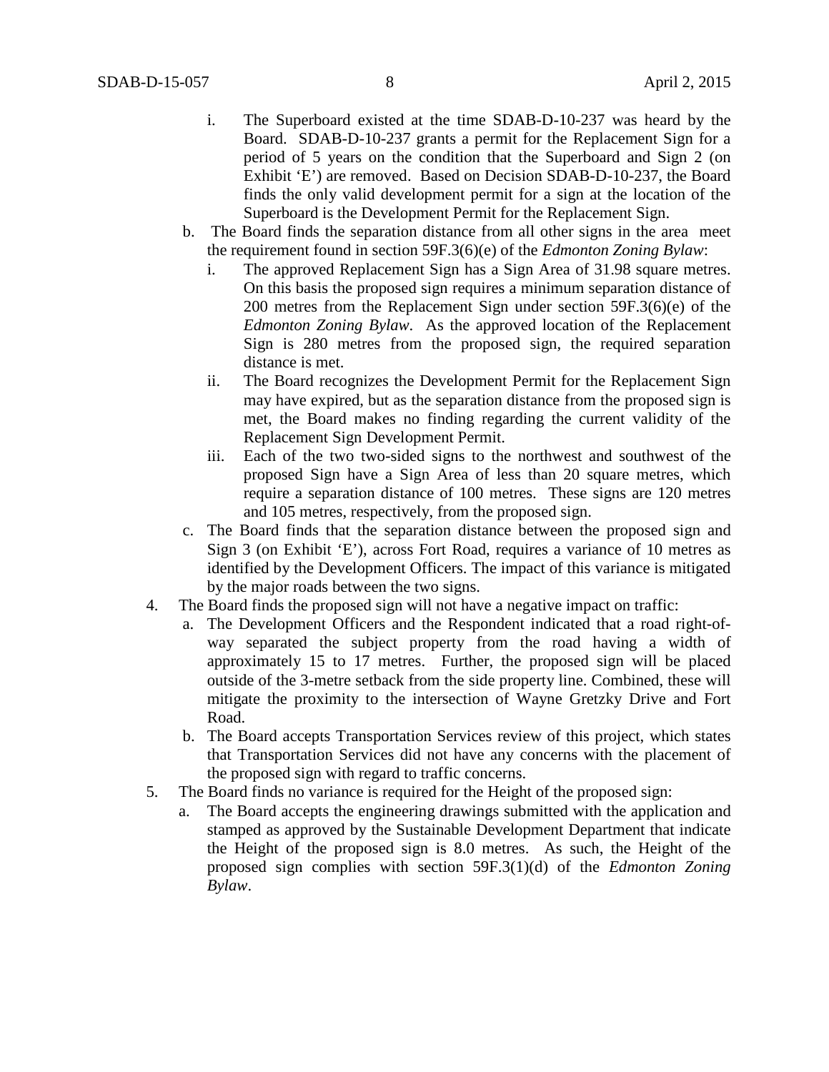i. The Superboard existed at the time SDAB-D-10-237 was heard by the Board. SDAB-D-10-237 grants a permit for the Replacement Sign for a period of 5 years on the condition that the Superboard and Sign 2 (on Exhibit 'E') are removed. Based on Decision SDAB-D-10-237, the Board finds the only valid development permit for a sign at the location of the Superboard is the Development Permit for the Replacement Sign.

b. The Board finds the separation distance from all other signs in the area meet the requirement found in section 59F.3(6)(e) of the *Edmonton Zoning Bylaw*:

   i. The approved Replacement Sign has a Sign Area of 31.98 square metres. On this basis the proposed sign requires a minimum separation distance of 200 metres from the Replacement Sign under section 59F.3(6)(e) of the *Edmonton Zoning Bylaw*. As the approved location of the Replacement Sign is 280 metres from the proposed sign, the required separation distance is met.

   ii. The Board recognizes the Development Permit for the Replacement Sign may have expired, but as the separation distance from the proposed sign is met, the Board makes no finding regarding the current validity of the Replacement Sign Development Permit.

   iii. Each of the two two-sided signs to the northwest and southwest of the proposed Sign have a Sign Area of less than 20 square metres, which require a separation distance of 100 metres. These signs are 120 metres and 105 metres, respectively, from the proposed sign.

c. The Board finds that the separation distance between the proposed sign and Sign 3 (on Exhibit 'E'), across Fort Road, requires a variance of 10 metres as identified by the Development Officers. The impact of this variance is mitigated by the major roads between the two signs.

4. The Board finds the proposed sign will not have a negative impact on traffic:

   a. The Development Officers and the Respondent indicated that a road right-of-way separated the subject property from the road having a width of approximately 15 to 17 metres. Further, the proposed sign will be placed outside of the 3-metre setback from the side property line. Combined, these will mitigate the proximity to the intersection of Wayne Gretzky Drive and Fort Road.

   b. The Board accepts Transportation Services review of this project, which states that Transportation Services did not have any concerns with the placement of the proposed sign with regard to traffic concerns.

5. The Board finds no variance is required for the Height of the proposed sign:

   a. The Board accepts the engineering drawings submitted with the application and stamped as approved by the Sustainable Development Department that indicate the Height of the proposed sign is 8.0 metres. As such, the Height of the proposed sign complies with section 59F.3(1)(d) of the *Edmonton Zoning Bylaw*.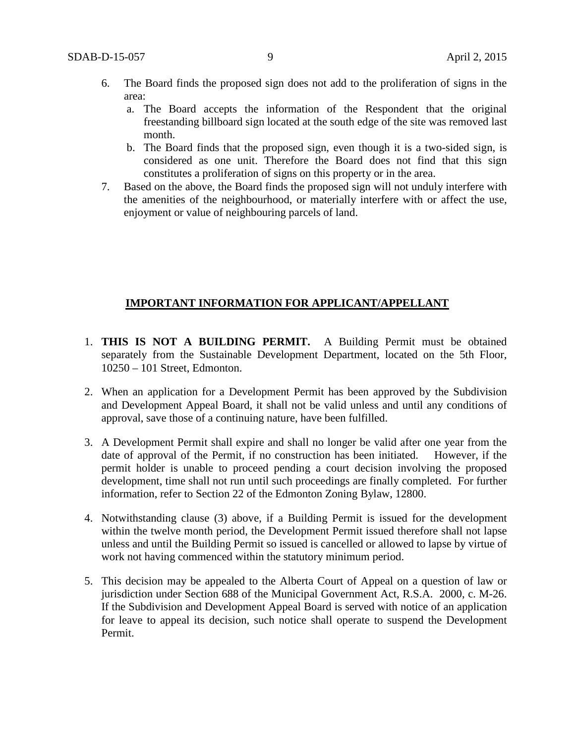6. The Board finds the proposed sign does not add to the proliferation of signs in the area:
   a. The Board accepts the information of the Respondent that the original freestanding billboard sign located at the south edge of the site was removed last month.
   b. The Board finds that the proposed sign, even though it is a two-sided sign, is considered as one unit. Therefore the Board does not find that this sign constitutes a proliferation of signs on this property or in the area.
7. Based on the above, the Board finds the proposed sign will not unduly interfere with the amenities of the neighbourhood, or materially interfere with or affect the use, enjoyment or value of neighbouring parcels of land.

## IMPORTANT INFORMATION FOR APPLICANT/APPELLANT

1. **THIS IS NOT A BUILDING PERMIT.** A Building Permit must be obtained separately from the Sustainable Development Department, located on the 5th Floor, 10250 – 101 Street, Edmonton.

2. When an application for a Development Permit has been approved by the Subdivision and Development Appeal Board, it shall not be valid unless and until any conditions of approval, save those of a continuing nature, have been fulfilled.

3. A Development Permit shall expire and shall no longer be valid after one year from the date of approval of the Permit, if no construction has been initiated. However, if the permit holder is unable to proceed pending a court decision involving the proposed development, time shall not run until such proceedings are finally completed. For further information, refer to Section 22 of the Edmonton Zoning Bylaw, 12800.

4. Notwithstanding clause (3) above, if a Building Permit is issued for the development within the twelve month period, the Development Permit issued therefore shall not lapse unless and until the Building Permit so issued is cancelled or allowed to lapse by virtue of work not having commenced within the statutory minimum period.

5. This decision may be appealed to the Alberta Court of Appeal on a question of law or jurisdiction under Section 688 of the Municipal Government Act, R.S.A. 2000, c. M-26. If the Subdivision and Development Appeal Board is served with notice of an application for leave to appeal its decision, such notice shall operate to suspend the Development Permit.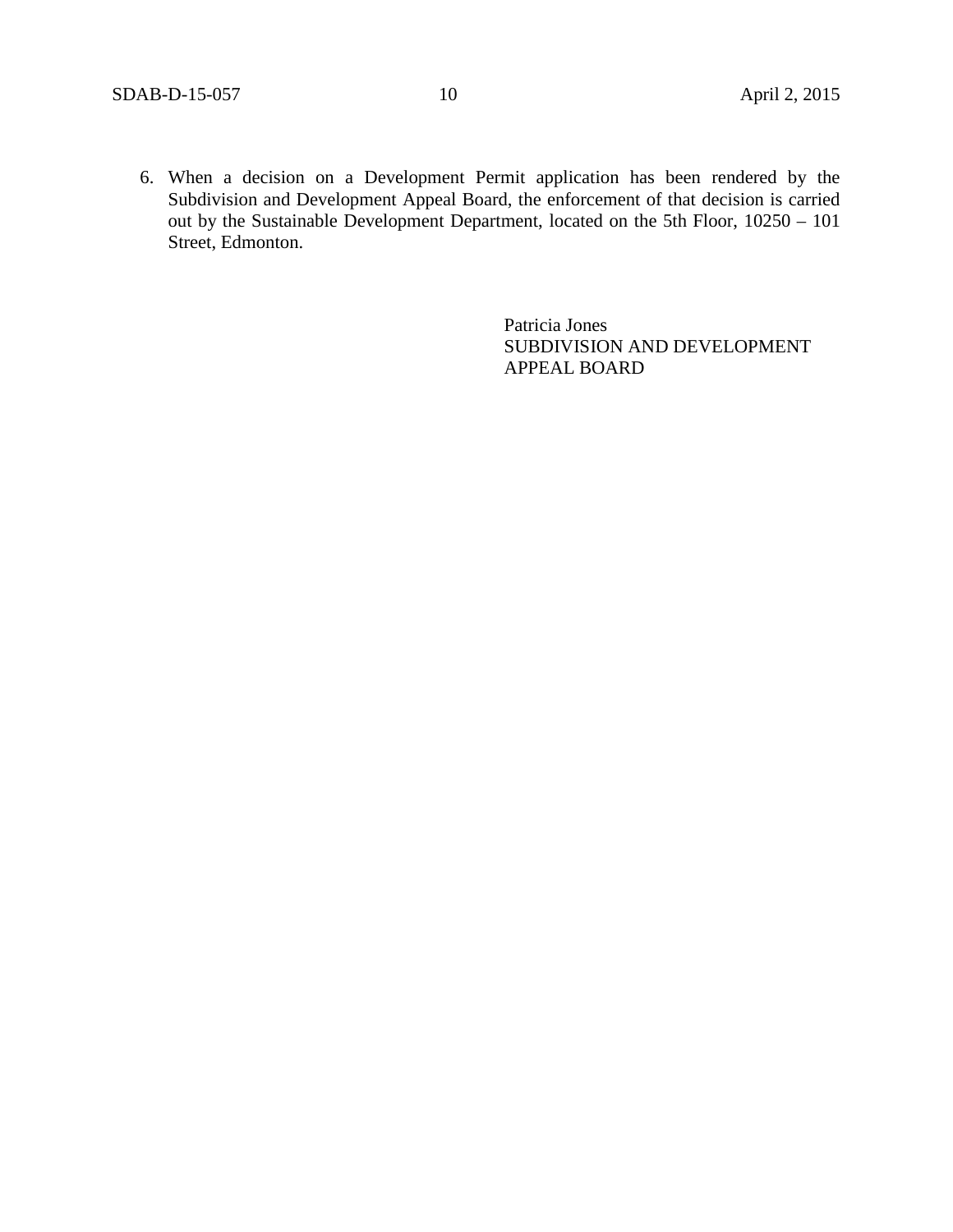6. When a decision on a Development Permit application has been rendered by the Subdivision and Development Appeal Board, the enforcement of that decision is carried out by the Sustainable Development Department, located on the 5th Floor, 10250 – 101 Street, Edmonton.

Patricia Jones
SUBDIVISION AND DEVELOPMENT
APPEAL BOARD